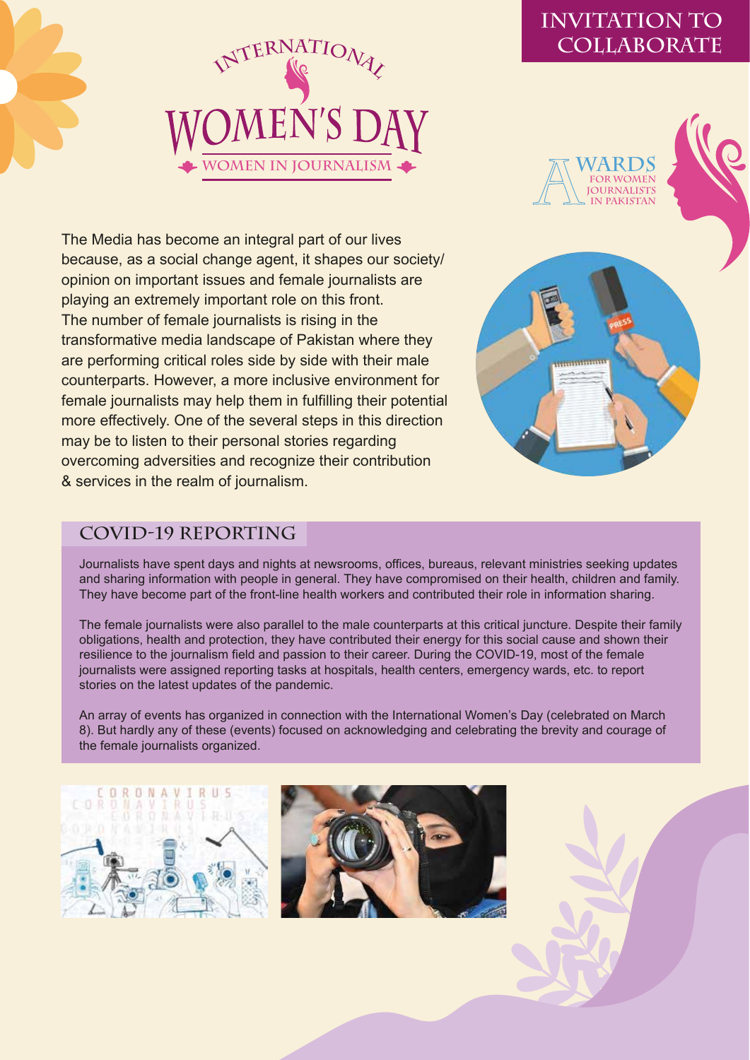# INVITATION TO COLLABORATE

# INTERNATIONAL WOMEN'S DAY

## WOMEN IN JOURNALISM

AWARDS FOR WOMEN JOURNALISTS IN PAKISTAN

The Media has become an integral part of our lives because, as a social change agent, it shapes our society/ opinion on important issues and female journalists are playing an extremely important role on this front. The number of female journalists is rising in the transformative media landscape of Pakistan where they are performing critical roles side by side with their male counterparts. However, a more inclusive environment for female journalists may help them in fulfilling their potential more effectively. One of the several steps in this direction may be to listen to their personal stories regarding overcoming adversities and recognize their contribution & services in the realm of journalism.

## COVID-19 REPORTING

Journalists have spent days and nights at newsrooms, offices, bureaus, relevant ministries seeking updates and sharing information with people in general. They have compromised on their health, children and family. They have become part of the front-line health workers and contributed their role in information sharing.

The female journalists were also parallel to the male counterparts at this critical juncture. Despite their family obligations, health and protection, they have contributed their energy for this social cause and shown their resilience to the journalism field and passion to their career. During the COVID-19, most of the female journalists were assigned reporting tasks at hospitals, health centers, emergency wards, etc. to report stories on the latest updates of the pandemic.

An array of events has organized in connection with the International Women's Day (celebrated on March 8). But hardly any of these (events) focused on acknowledging and celebrating the brevity and courage of the female journalists organized.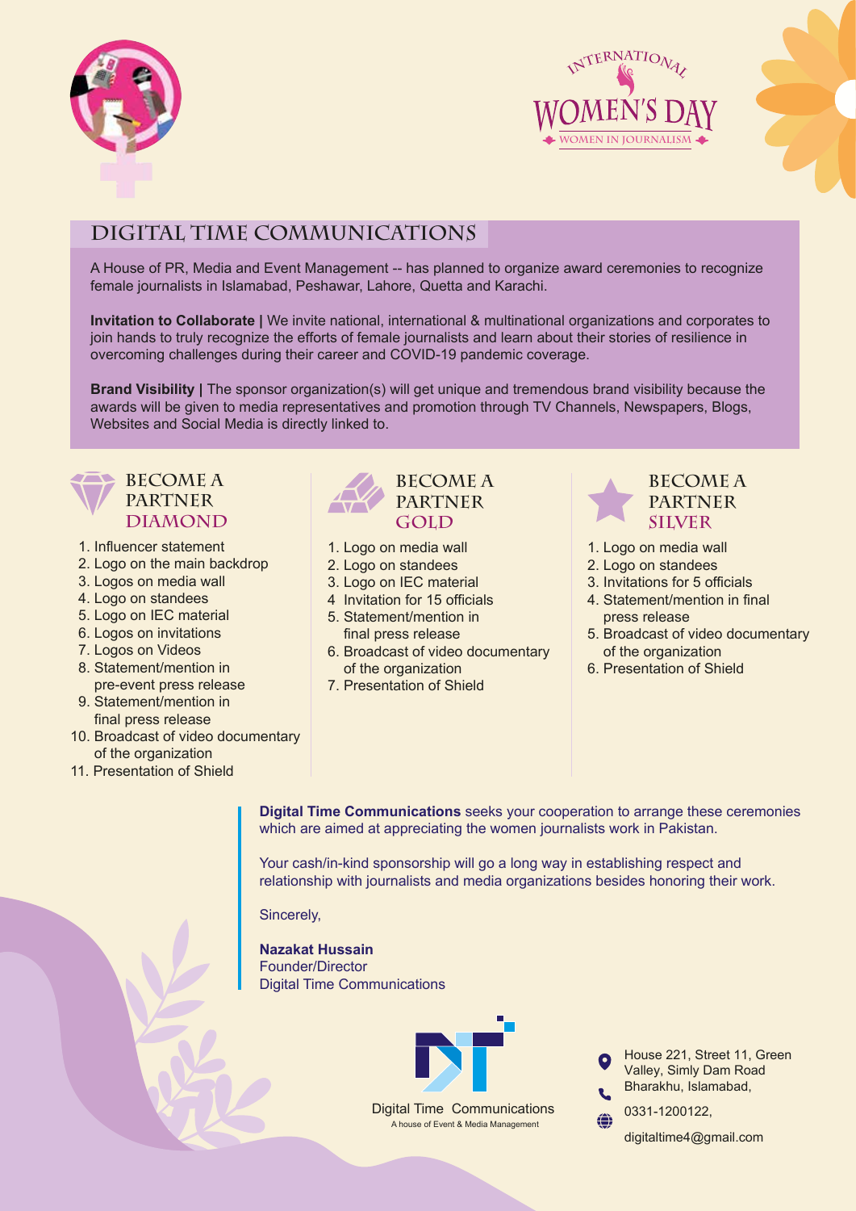INTERNATIONAL

# WOMEN'S DAY

WOMEN IN JOURNALISM

## DIGITAL TIME COMMUNICATIONS

A House of PR, Media and Event Management -- has planned to organize award ceremonies to recognize female journalists in Islamabad, Peshawar, Lahore, Quetta and Karachi.

**Invitation to Collaborate |** We invite national, international & multinational organizations and corporates to join hands to truly recognize the efforts of female journalists and learn about their stories of resilience in overcoming challenges during their career and COVID-19 pandemic coverage.

**Brand Visibility |** The sponsor organization(s) will get unique and tremendous brand visibility because the awards will be given to media representatives and promotion through TV Channels, Newspapers, Blogs, Websites and Social Media is directly linked to.

### BECOME A PARTNER DIAMOND

1. Influencer statement
2. Logo on the main backdrop
3. Logos on media wall
4. Logo on standees
5. Logo on IEC material
6. Logos on invitations
7. Logos on Videos
8. Statement/mention in pre-event press release
9. Statement/mention in final press release
10. Broadcast of video documentary of the organization
11. Presentation of Shield

### BECOME A PARTNER GOLD

1. Logo on media wall
2. Logo on standees
3. Logo on IEC material
4. Invitation for 15 officials
5. Statement/mention in final press release
6. Broadcast of video documentary of the organization
7. Presentation of Shield

### BECOME A PARTNER SILVER

1. Logo on media wall
2. Logo on standees
3. Invitations for 5 officials
4. Statement/mention in final press release
5. Broadcast of video documentary of the organization
6. Presentation of Shield

**Digital Time Communications** seeks your cooperation to arrange these ceremonies which are aimed at appreciating the women journalists work in Pakistan.

Your cash/in-kind sponsorship will go a long way in establishing respect and relationship with journalists and media organizations besides honoring their work.

Sincerely,

**Nazakat Hussain**
Founder/Director
Digital Time Communications

Digital Time Communications
A house of Event & Media Management

House 221, Street 11, Green Valley, Simly Dam Road Bharakhu, Islamabad,

0331-1200122,

digitaltime4@gmail.com